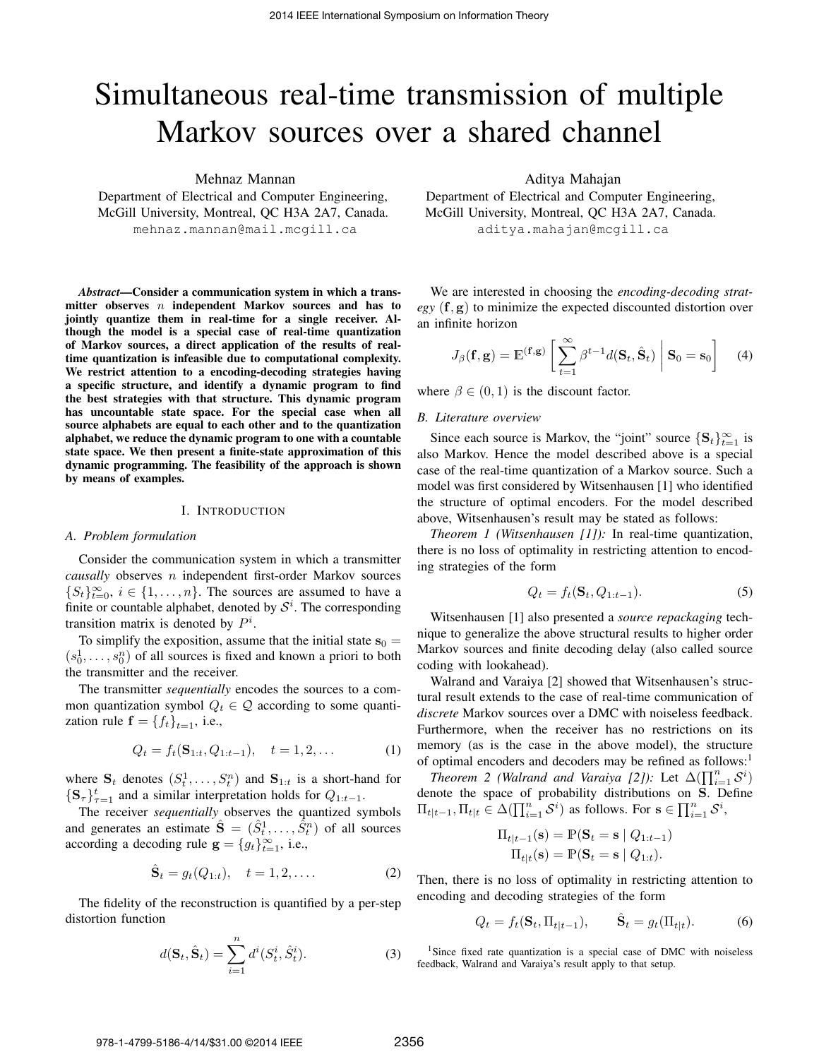# Simultaneous real-time transmission of multiple Markov sources over a shared channel

Mehnaz Mannan
Department of Electrical and Computer Engineering,
McGill University, Montreal, QC H3A 2A7, Canada.
mehnaz.mannan@mail.mcgill.ca

Aditya Mahajan
Department of Electrical and Computer Engineering,
McGill University, Montreal, QC H3A 2A7, Canada.
aditya.mahajan@mcgill.ca

***Abstract*—Consider a communication system in which a transmitter observes $n$ independent Markov sources and has to jointly quantize them in real-time for a single receiver. Although the model is a special case of real-time quantization of Markov sources, a direct application of the results of real-time quantization is infeasible due to computational complexity. We restrict attention to a encoding-decoding strategies having a specific structure, and identify a dynamic program to find the best strategies with that structure. This dynamic program has uncountable state space. For the special case when all source alphabets are equal to each other and to the quantization alphabet, we reduce the dynamic program to one with a countable state space. We then present a finite-state approximation of this dynamic programming. The feasibility of the approach is shown by means of examples.**

## I. Introduction

### A. Problem formulation

Consider the communication system in which a transmitter *causally* observes $n$ independent first-order Markov sources $\{S_t^i\}_{t=0}^{\infty}$, $i \in \{1, \dots, n\}$. The sources are assumed to have a finite or countable alphabet, denoted by $\mathcal{S}^i$. The corresponding transition matrix is denoted by $P^i$.

To simplify the exposition, assume that the initial state $\mathbf{s}_0 = (s_0^1, \dots, s_0^n)$ of all sources is fixed and known a priori to both the transmitter and the receiver.

The transmitter *sequentially* encodes the sources to a common quantization symbol $Q_t \in \mathcal{Q}$ according to some quantization rule $\mathbf{f} = \{f_t\}_{t=1}$, i.e.,

$$Q_t = f_t(\mathbf{S}_{1:t}, Q_{1:t-1}), \quad t = 1, 2, \dots \tag{1}$$

where $\mathbf{S}_t$ denotes $(S_t^1, \dots, S_t^n)$ and $\mathbf{S}_{1:t}$ is a short-hand for $\{\mathbf{S}_\tau\}_{\tau=1}^{t}$ and a similar interpretation holds for $Q_{1:t-1}$.

The receiver *sequentially* observes the quantized symbols and generates an estimate $\hat{\mathbf{S}} = (\hat{S}_t^1, \dots, \hat{S}_t^n)$ of all sources according a decoding rule $\mathbf{g} = \{g_t\}_{t=1}^{\infty}$, i.e.,

$$\hat{\mathbf{S}}_t = g_t(Q_{1:t}), \quad t = 1, 2, \dots. \tag{2}$$

The fidelity of the reconstruction is quantified by a per-step distortion function

$$d(\mathbf{S}_t, \hat{\mathbf{S}}_t) = \sum_{i=1}^{n} d^i(S_t^i, \hat{S}_t^i). \tag{3}$$

We are interested in choosing the *encoding-decoding strategy* $(\mathbf{f}, \mathbf{g})$ to minimize the expected discounted distortion over an infinite horizon

$$J_\beta(\mathbf{f}, \mathbf{g}) = \mathbb{E}^{(\mathbf{f},\mathbf{g})}\left[\sum_{t=1}^{\infty} \beta^{t-1} d(\mathbf{S}_t, \hat{\mathbf{S}}_t) \,\middle|\, \mathbf{S}_0 = \mathbf{s}_0\right] \tag{4}$$

where $\beta \in (0, 1)$ is the discount factor.

### B. Literature overview

Since each source is Markov, the "joint" source $\{\mathbf{S}_t\}_{t=1}^{\infty}$ is also Markov. Hence the model described above is a special case of the real-time quantization of a Markov source. Such a model was first considered by Witsenhausen [1] who identified the structure of optimal encoders. For the model described above, Witsenhausen's result may be stated as follows:

*Theorem 1 (Witsenhausen [1]):* In real-time quantization, there is no loss of optimality in restricting attention to encoding strategies of the form

$$Q_t = f_t(\mathbf{S}_t, Q_{1:t-1}). \tag{5}$$

Witsenhausen [1] also presented a *source repackaging* technique to generalize the above structural results to higher order Markov sources and finite decoding delay (also called source coding with lookahead).

Walrand and Varaiya [2] showed that Witsenhausen's structural result extends to the case of real-time communication of *discrete* Markov sources over a DMC with noiseless feedback. Furthermore, when the receiver has no restrictions on its memory (as is the case in the above model), the structure of optimal encoders and decoders may be refined as follows:[1]

*Theorem 2 (Walrand and Varaiya [2]):* Let $\Delta(\prod_{i=1}^{n} \mathcal{S}^i)$ denote the space of probability distributions on $\mathbf{S}$. Define $\Pi_{t|t-1}, \Pi_{t|t} \in \Delta(\prod_{i=1}^{n} \mathcal{S}^i)$ as follows. For $\mathbf{s} \in \prod_{i=1}^{n} \mathcal{S}^i$,

$$\Pi_{t|t-1}(\mathbf{s}) = \mathbb{P}(\mathbf{S}_t = \mathbf{s} \mid Q_{1:t-1})$$
$$\Pi_{t|t}(\mathbf{s}) = \mathbb{P}(\mathbf{S}_t = \mathbf{s} \mid Q_{1:t}).$$

Then, there is no loss of optimality in restricting attention to encoding and decoding strategies of the form

$$Q_t = f_t(\mathbf{S}_t, \Pi_{t|t-1}), \qquad \hat{\mathbf{S}}_t = g_t(\Pi_{t|t}). \tag{6}$$

[1] Since fixed rate quantization is a special case of DMC with noiseless feedback, Walrand and Varaiya's result apply to that setup.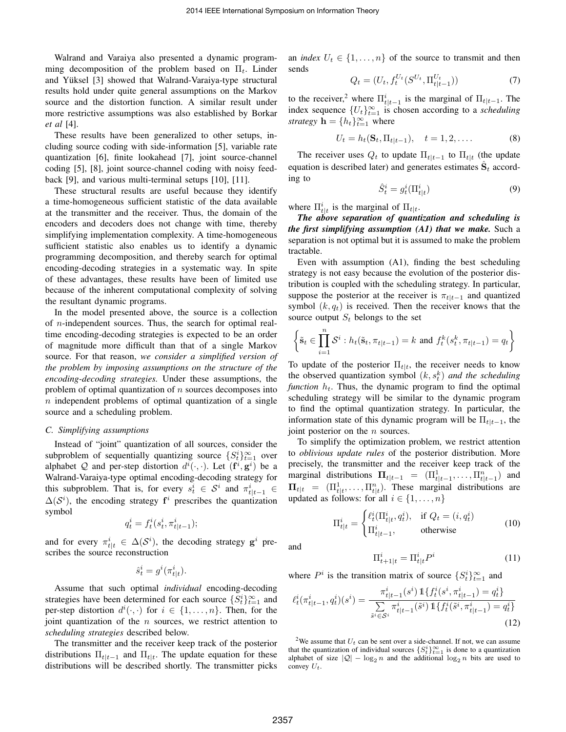Walrand and Varaiya also presented a dynamic programming decomposition of the problem based on $\Pi_t$. Linder and Yüksel [3] showed that Walrand-Varaiya-type structural results hold under quite general assumptions on the Markov source and the distortion function. A similar result under more restrictive assumptions was also established by Borkar *et al* [4].

These results have been generalized to other setups, including source coding with side-information [5], variable rate quantization [6], finite lookahead [7], joint source-channel coding [5], [8], joint source-channel coding with noisy feedback [9], and various multi-terminal setups [10], [11].

These structural results are useful because they identify a time-homogeneous sufficient statistic of the data available at the transmitter and the receiver. Thus, the domain of the encoders and decoders does not change with time, thereby simplifying implementation complexity. A time-homogeneous sufficient statistic also enables us to identify a dynamic programming decomposition, and thereby search for optimal encoding-decoding strategies in a systematic way. In spite of these advantages, these results have been of limited use because of the inherent computational complexity of solving the resultant dynamic programs.

In the model presented above, the source is a collection of $n$-independent sources. Thus, the search for optimal real-time encoding-decoding strategies is expected to be an order of magnitude more difficult than that of a single Markov source. For that reason, *we consider a simplified version of the problem by imposing assumptions on the structure of the encoding-decoding strategies.* Under these assumptions, the problem of optimal quantization of $n$ sources decomposes into $n$ independent problems of optimal quantization of a single source and a scheduling problem.

### C. Simplifying assumptions

Instead of "joint" quantization of all sources, consider the subproblem of sequentially quantizing source $\{S^i_t\}_{t=1}^{\infty}$ over alphabet $\mathcal{Q}$ and per-step distortion $d^i(\cdot,\cdot)$. Let $(\mathbf{f}^i, \mathbf{g}^i)$ be a Walrand-Varaiya-type optimal encoding-decoding strategy for this subproblem. That is, for every $s^i_t \in \mathcal{S}^i$ and $\pi^i_{t|t-1} \in \Delta(\mathcal{S}^i)$, the encoding strategy $\mathbf{f}^i$ prescribes the quantization symbol

$$q^i_t = f^i_t(s^i_t, \pi^i_{t|t-1});$$

and for every $\pi^i_{t|t} \in \Delta(\mathcal{S}^i)$, the decoding strategy $\mathbf{g}^i$ prescribes the source reconstruction

$$\hat{s}^i_t = g^i(\pi^i_{t|t}).$$

Assume that such optimal *individual* encoding-decoding strategies have been determined for each source $\{S^i_t\}_{t=1}^{\infty}$ and per-step distortion $d^i(\cdot,\cdot)$ for $i \in \{1,\dots,n\}$. Then, for the joint quantization of the $n$ sources, we restrict attention to *scheduling strategies* described below.

The transmitter and the receiver keep track of the posterior distributions $\Pi_{t|t-1}$ and $\Pi_{t|t}$. The update equation for these distributions will be described shortly. The transmitter picks an *index* $U_t \in \{1,\dots,n\}$ of the source to transmit and then sends

$$Q_t = (U_t, f^{U_t}_t(S^{U_t}, \Pi^{U_t}_{t|t-1})) \tag{7}$$

to the receiver,[2] where $\Pi^i_{t|t-1}$ is the marginal of $\Pi_{t|t-1}$. The index sequence $\{U_t\}_{t=1}^{\infty}$ is chosen according to a *scheduling strategy* $\mathbf{h} = \{h_t\}_{t=1}^{\infty}$ where

$$U_t = h_t(\mathbf{S}_t, \Pi_{t|t-1}), \quad t = 1, 2, \dots. \tag{8}$$

The receiver uses $Q_t$ to update $\Pi_{t|t-1}$ to $\Pi_{t|t}$ (the update equation is described later) and generates estimates $\hat{\mathbf{S}}_t$ according to

$$\hat{S}^i_t = g^i_t(\Pi^i_{t|t}) \tag{9}$$

where $\Pi^i_{t|t}$ is the marginal of $\Pi_{t|t}$.

***The above separation of quantization and scheduling is the first simplifying assumption (A1) that we make.*** Such a separation is not optimal but it is assumed to make the problem tractable.

Even with assumption (A1), finding the best scheduling strategy is not easy because the evolution of the posterior distribution is coupled with the scheduling strategy. In particular, suppose the posterior at the receiver is $\pi_{t|t-1}$ and quantized symbol $(k, q_t)$ is received. Then the receiver knows that the source output $S_t$ belongs to the set

$$\left\{ \tilde{\mathbf{s}}_t \in \prod_{i=1}^{n} \mathcal{S}^i : h_t(\tilde{\mathbf{s}}_t, \pi_{t|t-1}) = k \text{ and } f^k_t(s^k_t, \pi_{t|t-1}) = q_t \right\}$$

To update of the posterior $\Pi_{t|t}$, the receiver needs to know the observed quantization symbol $(k, s^k_t)$ *and the scheduling function* $h_t$. Thus, the dynamic program to find the optimal scheduling strategy will be similar to the dynamic program to find the optimal quantization strategy. In particular, the information state of this dynamic program will be $\Pi_{t|t-1}$, the joint posterior on the $n$ sources.

To simplify the optimization problem, we restrict attention to *oblivious update rules* of the posterior distribution. More precisely, the transmitter and the receiver keep track of the marginal distributions $\mathbf{\Pi}_{t|t-1} = (\Pi^1_{t|t-1}, \dots, \Pi^n_{t|t-1})$ and $\mathbf{\Pi}_{t|t} = (\Pi^1_{t|t}, \dots, \Pi^n_{t|t})$. These marginal distributions are updated as follows: for all $i \in \{1,\dots,n\}$

$$\Pi^i_{t|t} = \begin{cases} \ell^i_t(\Pi^i_{t|t}, q^i_t), & \text{if } Q_t = (i, q^i_t) \\ \Pi^i_{t|t-1}, & \text{otherwise} \end{cases} \tag{10}$$

and

$$\Pi^i_{t+1|t} = \Pi^i_{t|t} P^i \tag{11}$$

where $P^i$ is the transition matrix of source $\{S^i_t\}_{t=1}^{\infty}$ and

$$\ell^i_t(\pi^i_{t|t-1}, q^i_t)(s^i) = \frac{\pi^i_{t|t-1}(s^i)\, \mathbb{1}\{f^i_t(s^i, \pi^i_{t|t-1}) = q^i_t\}}{\sum\limits_{\tilde{s}^i \in \mathcal{S}^i} \pi^i_{t|t-1}(\tilde{s}^i)\, \mathbb{1}\{f^i_t(\tilde{s}^i, \pi^i_{t|t-1}) = q^i_t\}} \tag{12}$$

[2] We assume that $U_t$ can be sent over a side-channel. If not, we can assume that the quantization of individual sources $\{S^i_t\}_{t=1}^{\infty}$ is done to a quantization alphabet of size $|\mathcal{Q}| - \log_2 n$ and the additional $\log_2 n$ bits are used to convey $U_t$.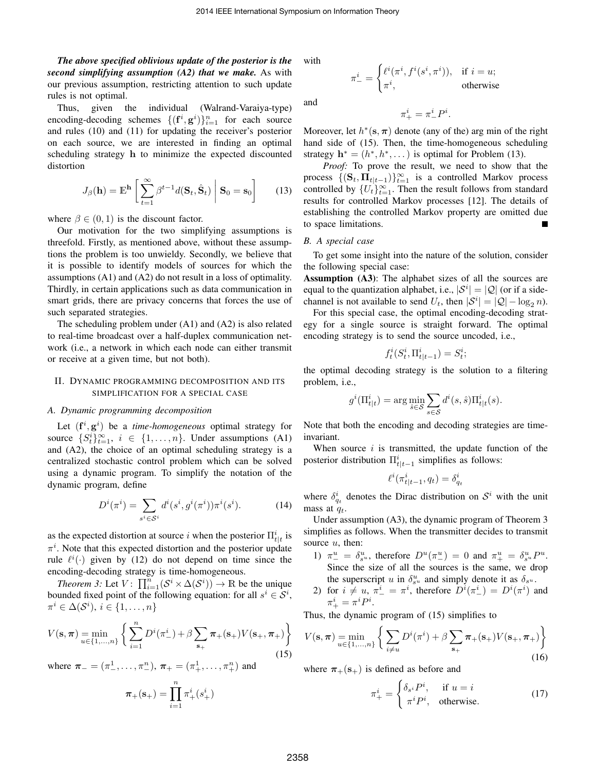***The above specified oblivious update of the posterior is the second simplifying assumption (A2) that we make.*** As with our previous assumption, restricting attention to such update rules is not optimal.

Thus, given the individual (Walrand-Varaiya-type) encoding-decoding schemes $\{(\mathbf{f}^i, \mathbf{g}^i)\}_{i=1}^n$ for each source and rules (10) and (11) for updating the receiver's posterior on each source, we are interested in finding an optimal scheduling strategy $\mathbf{h}$ to minimize the expected discounted distortion

$$J_\beta(\mathbf{h}) = \mathbb{E}^{\mathbf{h}}\left[\sum_{t=1}^{\infty} \beta^{t-1} d(\mathbf{S}_t, \hat{\mathbf{S}}_t) \,\middle|\, \mathbf{S}_0 = \mathbf{s}_0\right] \tag{13}$$

where $\beta \in (0,1)$ is the discount factor.

Our motivation for the two simplifying assumptions is threefold. Firstly, as mentioned above, without these assumptions the problem is too unwieldy. Secondly, we believe that it is possible to identify models of sources for which the assumptions (A1) and (A2) do not result in a loss of optimality. Thirdly, in certain applications such as data communication in smart grids, there are privacy concerns that forces the use of such separated strategies.

The scheduling problem under (A1) and (A2) is also related to real-time broadcast over a half-duplex communication network (i.e., a network in which each node can either transmit or receive at a given time, but not both).

## II. Dynamic programming decomposition and its simplification for a special case

### A. Dynamic programming decomposition

Let $(\mathbf{f}^i, \mathbf{g}^i)$ be a *time-homogeneous* optimal strategy for source $\{S_t^i\}_{t=1}^\infty$, $i \in \{1, \dots, n\}$. Under assumptions (A1) and (A2), the choice of an optimal scheduling strategy is a centralized stochastic control problem which can be solved using a dynamic program. To simplify the notation of the dynamic program, define

$$D^i(\pi^i) = \sum_{s^i \in \mathcal{S}^i} d^i(s^i, g^i(\pi^i))\pi^i(s^i). \tag{14}$$

as the expected distortion at source $i$ when the posterior $\Pi_{t|t}^i$ is $\pi^i$. Note that this expected distortion and the posterior update rule $\ell^i(\cdot)$ given by (12) do not depend on time since the encoding-decoding strategy is time-homogeneous.

*Theorem 3:* Let $V\colon \prod_{i=1}^n (\mathcal{S}^i \times \Delta(\mathcal{S}^i)) \to \mathbb{R}$ be the unique bounded fixed point of the following equation: for all $s^i \in \mathcal{S}^i$, $\pi^i \in \Delta(\mathcal{S}^i)$, $i \in \{1, \dots, n\}$

$$V(\mathbf{s}, \boldsymbol{\pi}) = \min_{u \in \{1,\dots,n\}} \left\{ \sum_{i=1}^n D^i(\pi_-^i) + \beta \sum_{\mathbf{s}_+} \boldsymbol{\pi}_+(\mathbf{s}_+) V(\mathbf{s}_+, \boldsymbol{\pi}_+) \right\} \tag{15}$$

where $\boldsymbol{\pi}_- = (\pi_-^1, \dots, \pi_-^n)$, $\boldsymbol{\pi}_+ = (\pi_+^1, \dots, \pi_+^n)$ and

$$\boldsymbol{\pi}_+(\mathbf{s}_+) = \prod_{i=1}^n \pi_+^i(s_+^i)$$

with

$$\pi_-^i = \begin{cases} \ell^i(\pi^i, f^i(s^i, \pi^i)), & \text{if } i = u; \\ \pi^i, & \text{otherwise} \end{cases}$$

and

$$\pi_+^i = \pi_-^i P^i.$$

Moreover, let $h^*(\mathbf{s}, \boldsymbol{\pi})$ denote (any of the) arg min of the right hand side of (15). Then, the time-homogeneous scheduling strategy $\mathbf{h}^* = (h^*, h^*, \dots)$ is optimal for Problem (13).

*Proof:* To prove the result, we need to show that the process $\{(\mathbf{S}_t, \boldsymbol{\Pi}_{t|t-1})\}_{t=1}^\infty$ is a controlled Markov process controlled by $\{U_t\}_{t=1}^\infty$. Then the result follows from standard results for controlled Markov processes [12]. The details of establishing the controlled Markov property are omitted due to space limitations. ∎

### B. A special case

To get some insight into the nature of the solution, consider the following special case:

**Assumption (A3)**: The alphabet sizes of all the sources are equal to the quantization alphabet, i.e., $|\mathcal{S}^i| = |\mathcal{Q}|$ (or if a side-channel is not available to send $U_t$, then $|\mathcal{S}^i| = |\mathcal{Q}| - \log_2 n$).

For this special case, the optimal encoding-decoding strategy for a single source is straight forward. The optimal encoding strategy is to send the source uncoded, i.e.,

$$f_t^i(S_t^i, \Pi_{t|t-1}^i) = S_t^i;$$

the optimal decoding strategy is the solution to a filtering problem, i.e.,

$$g^i(\Pi_{t|t}^i) = \arg\min_{\hat{s} \in \mathcal{S}} \sum_{s \in \mathcal{S}} d^i(s, \hat{s}) \Pi_{t|t}^i(s).$$

Note that both the encoding and decoding strategies are time-invariant.

When source $i$ is transmitted, the update function of the posterior distribution $\Pi_{t|t-1}^i$ simplifies as follows:

$$\ell^i(\pi_{t|t-1}^i, q_t) = \delta_{q_t}^i$$

where $\delta_{q_t}^i$ denotes the Dirac distribution on $\mathcal{S}^i$ with the unit mass at $q_t$.

Under assumption (A3), the dynamic program of Theorem 3 simplifies as follows. When the transmitter decides to transmit source $u$, then:

1) $\pi_-^u = \delta_{s^u}^u$, therefore $D^u(\pi_-^u) = 0$ and $\pi_+^u = \delta_{s^u}^u P^u$. Since the size of all the sources is the same, we drop the superscript $u$ in $\delta_{s^u}^u$ and simply denote it as $\delta_{s^u}$.
2) for $i \neq u$, $\pi_-^i = \pi^i$, therefore $D^i(\pi_-^i) = D^i(\pi^i)$ and $\pi_+^i = \pi^i P^i$.

Thus, the dynamic program of (15) simplifies to

$$V(\mathbf{s}, \boldsymbol{\pi}) = \min_{u \in \{1,\dots,n\}} \left\{ \sum_{i \neq u} D^i(\pi^i) + \beta \sum_{\mathbf{s}_+} \boldsymbol{\pi}_+(\mathbf{s}_+) V(\mathbf{s}_+, \boldsymbol{\pi}_+) \right\} \tag{16}$$

where $\boldsymbol{\pi}_+(\mathbf{s}_+)$ is defined as before and

$$\pi_+^i = \begin{cases} \delta_{s^i} P^i, & \text{if } u = i \\ \pi^i P^i, & \text{otherwise.} \end{cases} \tag{17}$$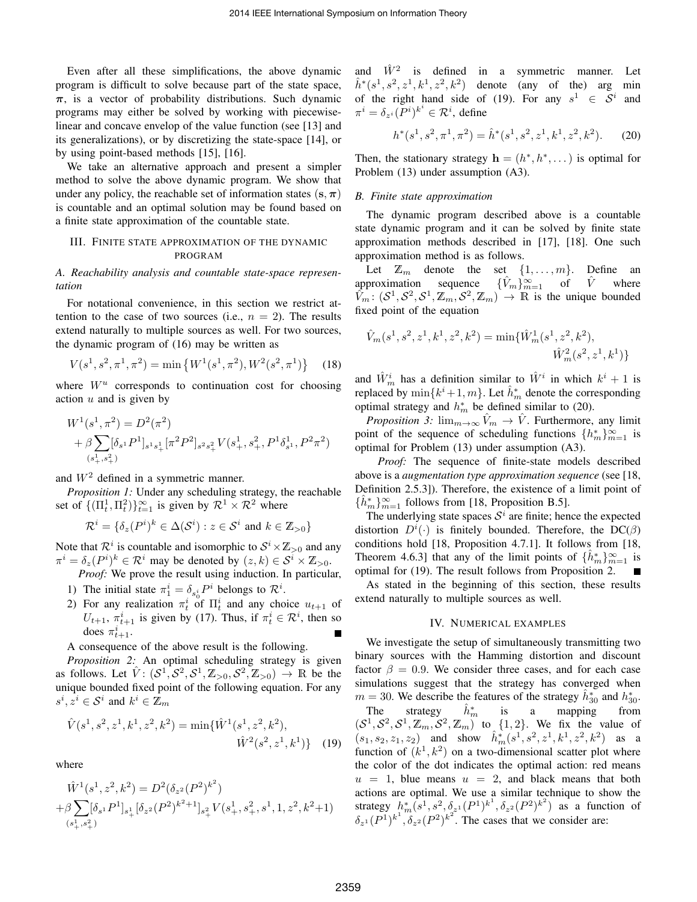Even after all these simplifications, the above dynamic program is difficult to solve because part of the state space, $\boldsymbol{\pi}$, is a vector of probability distributions. Such dynamic programs may either be solved by working with piecewise-linear and concave envelop of the value function (see [13] and its generalizations), or by discretizing the state-space [14], or by using point-based methods [15], [16].

We take an alternative approach and present a simpler method to solve the above dynamic program. We show that under any policy, the reachable set of information states $(\mathbf{s}, \boldsymbol{\pi})$ is countable and an optimal solution may be found based on a finite state approximation of the countable state.

## III. Finite state approximation of the dynamic program

### A. Reachability analysis and countable state-space representation

For notational convenience, in this section we restrict attention to the case of two sources (i.e., $n = 2$). The results extend naturally to multiple sources as well. For two sources, the dynamic program of (16) may be written as

$$V(s^1, s^2, \pi^1, \pi^2) = \min\left\{W^1(s^1, \pi^2), W^2(s^2, \pi^1)\right\} \quad (18)$$

where $W^u$ corresponds to continuation cost for choosing action $u$ and is given by

$$W^1(s^1, \pi^2) = D^2(\pi^2) + \beta \sum_{(s^1_+, s^2_+)} [\delta_{s^1} P^1]_{s^1 s^1_+} [\pi^2 P^2]_{s^2 s^2_+} V(s^1_+, s^2_+, P^1 \delta^1_{s^1}, P^2 \pi^2)$$

and $W^2$ defined in a symmetric manner.

*Proposition 1:* Under any scheduling strategy, the reachable set of $\{(\Pi^1_t, \Pi^2_t)\}_{t=1}^\infty$ is given by $\mathcal{R}^1 \times \mathcal{R}^2$ where

$$\mathcal{R}^i = \{\delta_z (P^i)^k \in \Delta(\mathcal{S}^i) : z \in \mathcal{S}^i \text{ and } k \in \mathbb{Z}_{>0}\}$$

Note that $\mathcal{R}^i$ is countable and isomorphic to $\mathcal{S}^i \times \mathbb{Z}_{>0}$ and any $\pi^i = \delta_z (P^i)^k \in \mathcal{R}^i$ may be denoted by $(z, k) \in \mathcal{S}^i \times \mathbb{Z}_{>0}$.

*Proof:* We prove the result using induction. In particular,

1) The initial state $\pi^i_1 = \delta_{s^i_0} P^i$ belongs to $\mathcal{R}^i$.
2) For any realization $\pi^i_t$ of $\Pi^i_t$ and any choice $u_{t+1}$ of $U_{t+1}$, $\pi^i_{t+1}$ is given by (17). Thus, if $\pi^i_t \in \mathcal{R}^i$, then so does $\pi^i_{t+1}$. ∎

A consequence of the above result is the following.

*Proposition 2:* An optimal scheduling strategy is given as follows. Let $\hat{V} : (\mathcal{S}^1, \mathcal{S}^2, \mathcal{S}^1, \mathbb{Z}_{>0}, \mathcal{S}^2, \mathbb{Z}_{>0}) \to \mathbb{R}$ be the unique bounded fixed point of the following equation. For any $s^i, z^i \in \mathcal{S}^i$ and $k^i \in \mathbb{Z}_m$

$$\hat{V}(s^1, s^2, z^1, k^1, z^2, k^2) = \min\{\hat{W}^1(s^1, z^2, k^2), \hat{W}^2(s^2, z^1, k^1)\} \quad (19)$$

where

$$\hat{W}^1(s^1, z^2, k^2) = D^2(\delta_{z^2}(P^2)^{k^2}) + \beta \sum_{(s^1_+, s^2_+)} [\delta_{s^1} P^1]_{s^1_+} [\delta_{z^2}(P^2)^{k^2+1}]_{s^2_+} V(s^1_+, s^2_+, s^1, 1, z^2, k^2+1)$$

and $\hat{W}^2$ is defined in a symmetric manner. Let $\hat{h}^*(s^1, s^2, z^1, k^1, z^2, k^2)$ denote (any of the) arg min of the right hand side of (19). For any $s^1 \in \mathcal{S}^i$ and $\pi^i = \delta_{z^i}(P^i)^{k^i} \in \mathcal{R}^i$, define

$$h^*(s^1, s^2, \pi^1, \pi^2) = \hat{h}^*(s^1, s^2, z^1, k^1, z^2, k^2). \quad (20)$$

Then, the stationary strategy $\mathbf{h} = (h^*, h^*, \dots)$ is optimal for Problem (13) under assumption (A3).

### B. Finite state approximation

The dynamic program described above is a countable state dynamic program and it can be solved by finite state approximation methods described in [17], [18]. One such approximation method is as follows.

Let $\mathbb{Z}_m$ denote the set $\{1, \dots, m\}$. Define an approximation sequence $\{\hat{V}_m\}_{m=1}^\infty$ of $\hat{V}$ where $\hat{V}_m : (\mathcal{S}^1, \mathcal{S}^2, \mathcal{S}^1, \mathbb{Z}_m, \mathcal{S}^2, \mathbb{Z}_m) \to \mathbb{R}$ is the unique bounded fixed point of the equation

$$\hat{V}_m(s^1, s^2, z^1, k^1, z^2, k^2) = \min\{\hat{W}^1_m(s^1, z^2, k^2), \hat{W}^2_m(s^2, z^1, k^1)\}$$

and $\hat{W}^i_m$ has a definition similar to $\hat{W}^i$ in which $k^i + 1$ is replaced by $\min\{k^i + 1, m\}$. Let $\hat{h}^*_m$ denote the corresponding optimal strategy and $h^*_m$ be defined similar to (20).

*Proposition 3:* $\lim_{m\to\infty} \hat{V}_m \to \hat{V}$. Furthermore, any limit point of the sequence of scheduling functions $\{h^*_m\}_{m=1}^\infty$ is optimal for Problem (13) under assumption (A3).

*Proof:* The sequence of finite-state models described above is a *augmentation type approximation sequence* (see [18, Definition 2.5.3]). Therefore, the existence of a limit point of $\{\hat{h}^*_m\}_{m=1}^\infty$ follows from [18, Proposition B.5].

The underlying state spaces $\mathcal{S}^i$ are finite; hence the expected distortion $D^i(\cdot)$ is finitely bounded. Therefore, the DC($\beta$) conditions hold [18, Proposition 4.7.1]. It follows from [18, Theorem 4.6.3] that any of the limit points of $\{\hat{h}^*_m\}_{m=1}^\infty$ is optimal for (19). The result follows from Proposition 2. ∎

As stated in the beginning of this section, these results extend naturally to multiple sources as well.

## IV. Numerical examples

We investigate the setup of simultaneously transmitting two binary sources with the Hamming distortion and discount factor $\beta = 0.9$. We consider three cases, and for each case simulations suggest that the strategy has converged when $m = 30$. We describe the features of the strategy $\hat{h}^*_{30}$ and $h^*_{30}$.

The strategy $\hat{h}^*_m$ is a mapping from $(\mathcal{S}^1, \mathcal{S}^2, \mathcal{S}^1, \mathbb{Z}_m, \mathcal{S}^2, \mathbb{Z}_m)$ to $\{1, 2\}$. We fix the value of $(s_1, s_2, z_1, z_2)$ and show $\hat{h}^*_m(s^1, s^2, z^1, k^1, z^2, k^2)$ as a function of $(k^1, k^2)$ on a two-dimensional scatter plot where the color of the dot indicates the optimal action: red means $u = 1$, blue means $u = 2$, and black means that both actions are optimal. We use a similar technique to show the strategy $h^*_m(s^1, s^2, \delta_{z^1}(P^1)^{k^1}, \delta_{z^2}(P^2)^{k^2})$ as a function of $\delta_{z^1}(P^1)^{k^1}, \delta_{z^2}(P^2)^{k^2}$. The cases that we consider are: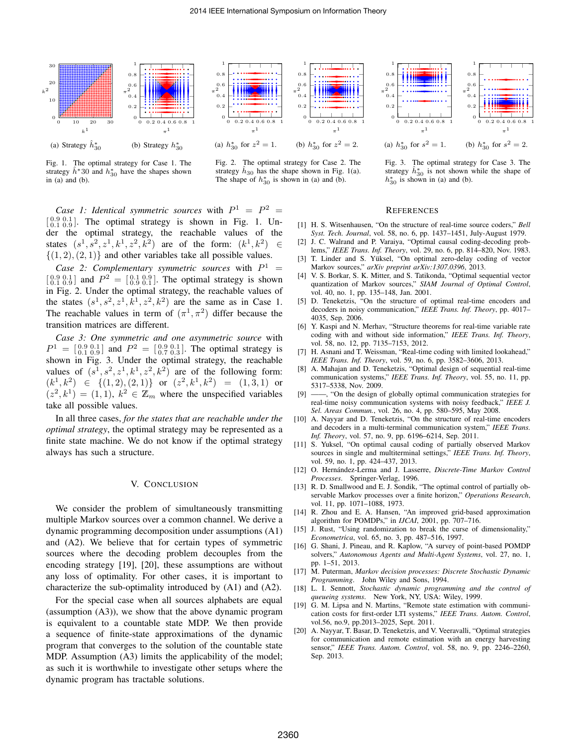30

20

$k^2$

10

0

0 10 20 30

$k^1$

(a) Strategy $\hat{h}^*_{30}$

1

0.8

0.6

$\pi^2$

0.4

0.2

0

0 0.2 0.4 0.6 0.8 1

$\pi^1$

(b) Strategy $h^*_{30}$

Fig. 1. The optimal strategy for Case 1. The strategy $\hat{h}^*30$ and $h^*_{30}$ have the shapes shown in (a) and (b).

1

0.8

0.6

$\pi^2$

0.4

0.2

0

0 0.2 0.4 0.6 0.8 1

$\pi^1$

(a) $h^*_{30}$ for $z^2 = 1$.

1

0.8

0.6

$\pi^2$

0.4

0.2

0

0 0.2 0.4 0.6 0.8 1

$\pi^1$

(b) $h^*_{30}$ for $z^2 = 2$.

Fig. 2. The optimal strategy for Case 2. The strategy $\hat{h}_{30}$ has the shape shown in Fig. 1(a). The shape of $h^*_{30}$ is shown in (a) and (b).

1

0.8

0.6

$\pi^2$

0.4

0.2

0

0 0.2 0.4 0.6 0.8 1

$\pi^1$

(a) $h^*_{30}$ for $s^2 = 1$.

1

0.8

0.6

$\pi^2$

0.4

0.2

0

0 0.2 0.4 0.6 0.8 1

$\pi^1$

(b) $h^*_{30}$ for $s^2 = 2$.

Fig. 3. The optimal strategy for Case 3. The strategy $\hat{h}^*_{30}$ is not shown while the shape of $h^*_{30}$ is shown in (a) and (b).

*Case 1: Identical symmetric sources* with $P^1 = P^2 = \left[\begin{smallmatrix} 0.9 & 0.1 \\ 0.1 & 0.9 \end{smallmatrix}\right]$. The optimal strategy is shown in Fig. 1. Under the optimal strategy, the reachable values of the states $(s^1, s^2, z^1, k^1, z^2, k^2)$ are of the form: $(k^1, k^2) \in \{(1, 2), (2, 1)\}$ and other variables take all possible values.

*Case 2: Complementary symmetric sources* with $P^1 = \left[\begin{smallmatrix} 0.9 & 0.1 \\ 0.1 & 0.9 \end{smallmatrix}\right]$ and $P^2 = \left[\begin{smallmatrix} 0.1 & 0.9 \\ 0.9 & 0.1 \end{smallmatrix}\right]$. The optimal strategy is shown in Fig. 2. Under the optimal strategy, the reachable values of the states $(s^1, s^2, z^1, k^1, z^2, k^2)$ are the same as in Case 1. The reachable values in term of $(\pi^1, \pi^2)$ differ because the transition matrices are different.

*Case 3: One symmetric and one asymmetric source* with $P^1 = \left[\begin{smallmatrix} 0.9 & 0.1 \\ 0.1 & 0.9 \end{smallmatrix}\right]$ and $P^2 = \left[\begin{smallmatrix} 0.9 & 0.1 \\ 0.7 & 0.3 \end{smallmatrix}\right]$. The optimal strategy is shown in Fig. 3. Under the optimal strategy, the reachable values of $(s^1, s^2, z^1, k^1, z^2, k^2)$ are of the following form: $(k^1, k^2) \in \{(1, 2), (2, 1)\}$ or $(z^2, k^1, k^2) = (1, 3, 1)$ or $(z^2, k^1) = (1, 1)$, $k^2 \in \mathbb{Z}_m$ where the unspecified variables take all possible values.

In all three cases, *for the states that are reachable under the optimal strategy*, the optimal strategy may be represented as a finite state machine. We do not know if the optimal strategy always has such a structure.

## V. Conclusion

We consider the problem of simultaneously transmitting multiple Markov sources over a common channel. We derive a dynamic programming decomposition under assumptions (A1) and (A2). We believe that for certain types of symmetric sources where the decoding problem decouples from the encoding strategy [19], [20], these assumptions are without any loss of optimality. For other cases, it is important to characterize the sub-optimality introduced by (A1) and (A2).

For the special case when all sources alphabets are equal (assumption (A3)), we show that the above dynamic program is equivalent to a countable state MDP. We then provide a sequence of finite-state approximations of the dynamic program that converges to the solution of the countable state MDP. Assumption (A3) limits the applicability of the model; as such it is worthwhile to investigate other setups where the dynamic program has tractable solutions.

## References

[1] H. S. Witsenhausen, "On the structure of real-time source coders," *Bell Syst. Tech. Journal*, vol. 58, no. 6, pp. 1437–1451, July-August 1979.

[2] J. C. Walrand and P. Varaiya, "Optimal causal coding-decoding problems," *IEEE Trans. Inf. Theory*, vol. 29, no. 6, pp. 814–820, Nov. 1983.

[3] T. Linder and S. Yüksel, "On optimal zero-delay coding of vector Markov sources," *arXiv preprint arXiv:1307.0396*, 2013.

[4] V. S. Borkar, S. K. Mitter, and S. Tatikonda, "Optimal sequential vector quantization of Markov sources," *SIAM Journal of Optimal Control*, vol. 40, no. 1, pp. 135–148, Jan. 2001.

[5] D. Teneketzis, "On the structure of optimal real-time encoders and decoders in noisy communication," *IEEE Trans. Inf. Theory*, pp. 4017–4035, Sep. 2006.

[6] Y. Kaspi and N. Merhav, "Structure theorems for real-time variable rate coding with and without side information," *IEEE Trans. Inf. Theory*, vol. 58, no. 12, pp. 7135–7153, 2012.

[7] H. Asnani and T. Weissman, "Real-time coding with limited lookahead," *IEEE Trans. Inf. Theory*, vol. 59, no. 6, pp. 3582–3606, 2013.

[8] A. Mahajan and D. Teneketzis, "Optimal design of sequential real-time communication systems," *IEEE Trans. Inf. Theory*, vol. 55, no. 11, pp. 5317–5338, Nov. 2009.

[9] ——, "On the design of globally optimal communication strategies for real-time noisy communication systems with noisy feedback," *IEEE J. Sel. Areas Commun.*, vol. 26, no. 4, pp. 580–595, May 2008.

[10] A. Nayyar and D. Teneketzis, "On the structure of real-time encoders and decoders in a multi-terminal communication system," *IEEE Trans. Inf. Theory*, vol. 57, no. 9, pp. 6196–6214, Sep. 2011.

[11] S. Yuksel, "On optimal causal coding of partially observed Markov sources in single and multiterminal settings," *IEEE Trans. Inf. Theory*, vol. 59, no. 1, pp. 424–437, 2013.

[12] O. Hernández-Lerma and J. Lasserre, *Discrete-Time Markov Control Processes*. Springer-Verlag, 1996.

[13] R. D. Smallwood and E. J. Sondik, "The optimal control of partially observable Markov processes over a finite horizon," *Operations Research*, vol. 11, pp. 1071–1088, 1973.

[14] R. Zhou and E. A. Hansen, "An improved grid-based approximation algorithm for POMDPs," in *IJCAI*, 2001, pp. 707–716.

[15] J. Rust, "Using randomization to break the curse of dimensionality," *Econometrica*, vol. 65, no. 3, pp. 487–516, 1997.

[16] G. Shani, J. Pineau, and R. Kaplow, "A survey of point-based POMDP solvers," *Autonomous Agents and Multi-Agent Systems*, vol. 27, no. 1, pp. 1–51, 2013.

[17] M. Puterman, *Markov decision processes: Discrete Stochastic Dynamic Programming*. John Wiley and Sons, 1994.

[18] L. I. Sennott, *Stochastic dynamic programming and the control of queueing systems*. New York, NY, USA: Wiley, 1999.

[19] G. M. Lipsa and N. Martins, "Remote state estimation with communication costs for first-order LTI systems," *IEEE Trans. Autom. Control*, vol.56, no.9, pp.2013–2025, Sept. 2011.

[20] A. Nayyar, T. Basar, D. Teneketzis, and V. Veeravalli, "Optimal strategies for communication and remote estimation with an energy harvesting sensor," *IEEE Trans. Autom. Control*, vol. 58, no. 9, pp. 2246–2260, Sep. 2013.